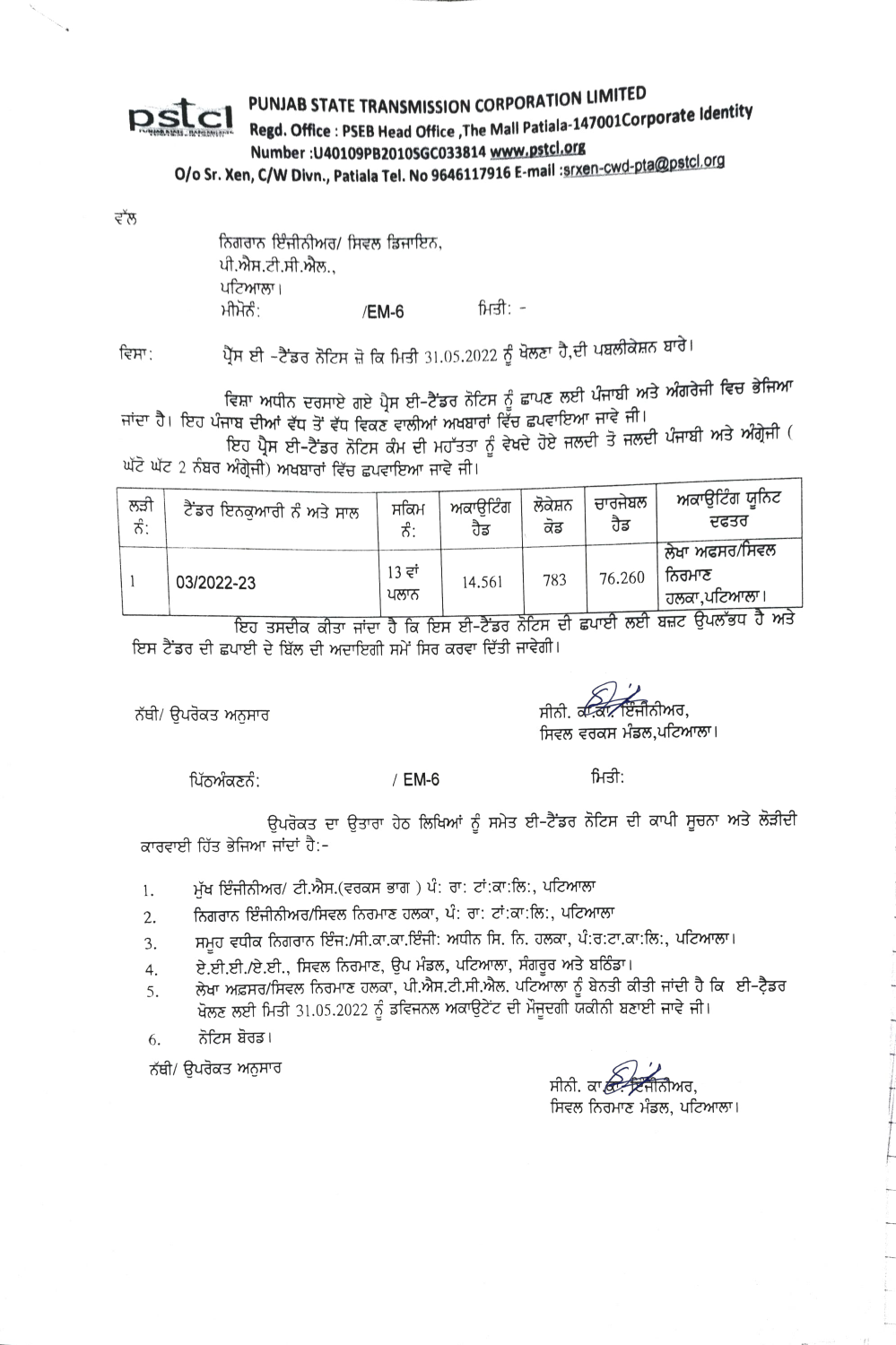**PUNJAB STATE TRANSMISSION CORPORATION LIMITED**
**Regd. Office : PSEB Head Office ,The Mall Patiala-147001Corporate Identity Number :U40109PB2010SGC033814 www.pstcl.org**
**O/o Sr. Xen, C/W Divn., Patiala Tel. No 9646117916 E-mail :srxen-cwd-pta@pstcl.org**

ਵੱਲ

ਨਿਗਰਾਨ ਇੰਜੀਨੀਅਰ/ ਸਿਵਲ ਡਿਜਾਇਨ,
ਪੀ.ਐਸ.ਟੀ.ਸੀ.ਐਲ.,
ਪਟਿਆਲਾ।
ਮੀਮੋਨੰ: /EM-6 ਮਿਤੀ: -

ਵਿਸ਼ਾ: ਪ੍ਰੈਸ ਈ -ਟੈਂਡਰ ਨੋਟਿਸ ਜੋ ਕਿ ਮਿਤੀ 31.05.2022 ਨੂੰ ਖੋਲਣਾ ਹੈ,ਦੀ ਪਬਲੀਕੇਸ਼ਨ ਬਾਰੇ।

ਵਿਸ਼ਾ ਅਧੀਨ ਦਰਸਾਏ ਗਏ ਪ੍ਰੈਸ ਈ-ਟੈਂਡਰ ਨੋਟਿਸ ਨੂੰ ਛਾਪਣ ਲਈ ਪੰਜਾਬੀ ਅਤੇ ਅੰਗਰੇਜੀ ਵਿਚ ਭੇਜਿਆ ਜਾਂਦਾ ਹੈ। ਇਹ ਪੰਜਾਬ ਦੀਆਂ ਵੱਧ ਤੋਂ ਵੱਧ ਵਿਕਣ ਵਾਲੀਆਂ ਅਖਬਾਰਾਂ ਵਿੱਚ ਛਪਵਾਇਆ ਜਾਵੇ ਜੀ।

ਇਹ ਪ੍ਰੈਸ ਈ-ਟੈਂਡਰ ਨੋਟਿਸ ਕੰਮ ਦੀ ਮਹੱਤਤਾ ਨੂੰ ਵੇਖਦੇ ਹੋਏ ਜਲਦੀ ਤੋਂ ਜਲਦੀ ਪੰਜਾਬੀ ਅਤੇ ਅੰਗ੍ਰੇਜੀ ( ਘੱਟੋ ਘੱਟ 2 ਨੰਬਰ ਅੰਗ੍ਰੇਜੀ) ਅਖਬਾਰਾਂ ਵਿੱਚ ਛਪਵਾਇਆ ਜਾਵੇ ਜੀ।

| ਲੜੀ ਨੰ: | ਟੈਂਡਰ ਇਨਕੁਆਰੀ ਨੰ ਅਤੇ ਸਾਲ | ਸਕਿਮ ਨੰ: | ਅਕਾਉਂਟਿੰਗ ਹੈਡ | ਲੋਕੇਸ਼ਨ ਕੋਡ | ਚਾਰਜੇਬਲ ਹੈਡ | ਅਕਾਉਂਟਿੰਗ ਯੂਨਿਟ ਦਫਤਰ |
|---|---|---|---|---|---|---|
| 1 | 03/2022-23 | 13 ਵਾਂ ਪਲਾਨ | 14.561 | 783 | 76.260 | ਲੇਖਾ ਅਫਸਰ/ਸਿਵਲ ਨਿਰਮਾਣ ਹਲਕਾ,ਪਟਿਆਲਾ। |

ਇਹ ਤਸਦੀਕ ਕੀਤਾ ਜਾਂਦਾ ਹੈ ਕਿ ਇਸ ਈ-ਟੈਂਡਰ ਨੋਟਿਸ ਦੀ ਛਪਾਈ ਲਈ ਬਜ਼ਟ ਉਪਲੱਬਧ ਹੈ ਅਤੇ ਇਸ ਟੈਂਡਰ ਦੀ ਛਪਾਈ ਦੇ ਬਿੱਲ ਦੀ ਅਦਾਇਗੀ ਸਮੇਂ ਸਿਰ ਕਰਵਾ ਦਿੱਤੀ ਜਾਵੇਗੀ।

ਨੱਥੀ/ ਉਪਰੋਕਤ ਅਨੁਸਾਰ

ਸੀਨੀ. ਕਾ.ਕਾ. ਇੰਜੀਨੀਅਰ,
ਸਿਵਲ ਵਰਕਸ ਮੰਡਲ,ਪਟਿਆਲਾ।

ਪਿੱਠਅੰਕਣਨੰ: / EM-6 ਮਿਤੀ:

ਉਪਰੋਕਤ ਦਾ ਉਤਾਰਾ ਹੇਠ ਲਿਖਿਆਂ ਨੂੰ ਸਮੇਤ ਈ-ਟੈਂਡਰ ਨੋਟਿਸ ਦੀ ਕਾਪੀ ਸੂਚਨਾ ਅਤੇ ਲੋੜੀਦੀ ਕਾਰਵਾਈ ਹਿੱਤ ਭੇਜਿਆ ਜਾਂਦਾ ਹੈ:-

1. ਮੁੱਖ ਇੰਜੀਨੀਅਰ/ ਟੀ.ਐਸ.(ਵਰਕਸ ਭਾਗ ) ਪੰ: ਰਾ: ਟਾਂ:ਕਾ:ਲਿ:, ਪਟਿਆਲਾ
2. ਨਿਗਰਾਨ ਇੰਜੀਨੀਅਰ/ਸਿਵਲ ਨਿਰਮਾਣ ਹਲਕਾ, ਪੰ: ਰਾ: ਟਾਂ:ਕਾ:ਲਿ:, ਪਟਿਆਲਾ
3. ਸਮੂਹ ਵਧੀਕ ਨਿਗਰਾਨ ਇੰਜ:/ਸੀ.ਕਾ.ਕਾ.ਇੰਜੀ: ਅਧੀਨ ਸਿ. ਨਿ. ਹਲਕਾ, ਪੰ:ਰ:ਟਾ.ਕਾ:ਲਿ:, ਪਟਿਆਲਾ।
4. ਏ.ਈ.ਈ./ਏ.ਈ., ਸਿਵਲ ਨਿਰਮਾਣ, ਉਪ ਮੰਡਲ, ਪਟਿਆਲਾ, ਸੰਗਰੂਰ ਅਤੇ ਬਠਿੰਡਾ।
5. ਲੇਖਾ ਅਫ਼ਸਰ/ਸਿਵਲ ਨਿਰਮਾਣ ਹਲਕਾ, ਪੀ.ਐਸ.ਟੀ.ਸੀ.ਐਲ. ਪਟਿਆਲਾ ਨੂੰ ਬੇਨਤੀ ਕੀਤੀ ਜਾਂਦੀ ਹੈ ਕਿ ਈ-ਟ੍ਰੈਂਡਰ ਖੋਲਣ ਲਈ ਮਿਤੀ 31.05.2022 ਨੂੰ ਡਵਿਜਨਲ ਅਕਾਉਂਟੈਂਟ ਦੀ ਮੌਜੂਦਗੀ ਯਕੀਨੀ ਬਣਾਈ ਜਾਵੇ ਜੀ।
6. ਨੋਟਿਸ ਬੋਰਡ।

ਨੱਥੀ/ ਉਪਰੋਕਤ ਅਨੁਸਾਰ

ਸੀਨੀ. ਕਾ.ਕਾ. ਇੰਜੀਨੀਅਰ,
ਸਿਵਲ ਨਿਰਮਾਣ ਮੰਡਲ, ਪਟਿਆਲਾ।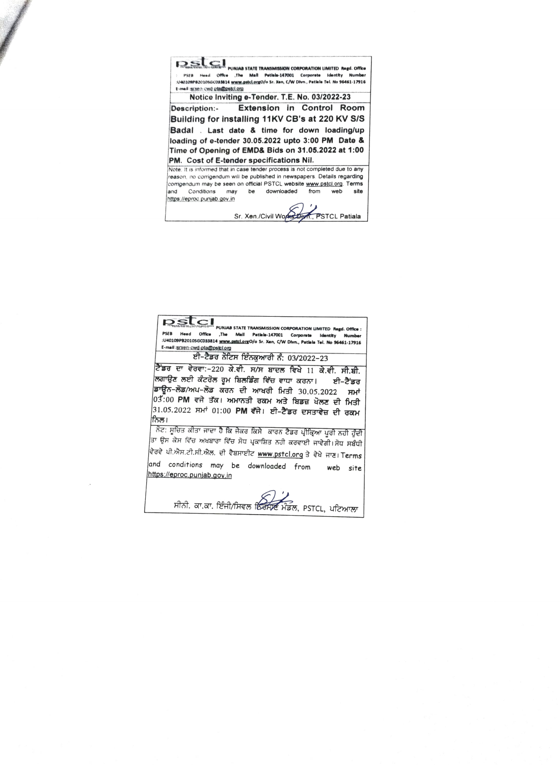**pstcl** PUNJAB STATE TRANSMISSION CORPORATION LIMITED Regd. Office : PSEB Head Office ,The Mall Patiala-147001 Corporate Identity Number :U40109PB2010SGC033814 www.pstcl.orgO/o Sr. Xen, C/W Divn., Patiala Tel. No 96461-17916 E-mail :srxen-cwd-pta@pstcl.org

**Notice Inviting e-Tender. T.E. No. 03/2022-23**

**Description:- Extension in Control Room Building for installing 11KV CB's at 220 KV S/S Badal . Last date & time for down loading/up loading of e-tender 30.05.2022 upto 3:00 PM Date & Time of Opening of EMD& Bids on 31.05.2022 at 1:00 PM. Cost of E-tender specifications Nil.**

Note: It is informed that in case tender process is not completed due to any reason, no corrigendum will be published in newspapers. Details regarding corrigendum may be seen on official PSTCL website www.pstcl.org. Terms and Conditions may be downloaded from web site https://eproc.punjab.gov.in

Sr. Xen./Civil Works Divn., PSTCL Patiala

---

**pstcl** PUNJAB STATE TRANSMISSION CORPORATION LIMITED Regd. Office : PSEB Head Office ,The Mall Patiala-147001 Corporate Identity Number :U40109PB2010SGC033814 www.pstcl.orgO/o Sr. Xen, C/W Divn., Patiala Tel. No 96461-17916 E-mail :srxen-cwd-pta@pstcl.org

**ਈ-ਟੈਂਡਰ ਨੋਟਿਸ ਇੰਨਕੁਆਰੀ ਨੰ: 03/2022-23**

**ਟੈਂਡਰ ਦਾ ਵੇਰਵਾ:-220 ਕੇ.ਵੀ. ਸ/ਸ ਬਾਦਲ ਵਿਖੇ 11 ਕੇ.ਵੀ. ਸੀ.ਬੀ. ਲਗਾਉਣ ਲਈ ਕੰਟਰੋਲ ਰੂਮ ਬਿਲਡਿੰਗ ਵਿੱਚ ਵਾਧਾ ਕਰਨਾ। ਈ-ਟੈਂਡਰ ਡਾਊਨ-ਲੋਡ/ਅਪ-ਲੋਡ ਕਰਨ ਦੀ ਆਖਰੀ ਮਿਤੀ 30.05.2022 ਸਮਾਂ 03:00 PM ਵਜੇ ਤੱਕ। ਅਮਾਨਤੀ ਰਕਮ ਅਤੇ ਬਿਡਜ਼ ਖੋਲਣ ਦੀ ਮਿਤੀ 31.05.2022 ਸਮਾਂ 01:00 PM ਵੱਜੇ। ਈ-ਟੈਂਡਰ ਦਸਤਾਵੇਜ਼ ਦੀ ਰਕਮ ਨਿਲ।**

ਨੋਟ: ਸੂਚਿਤ ਕੀਤਾ ਜਾਂਦਾ ਹੈ ਕਿ ਜੇਕਰ ਕਿਸੇ ਕਾਰਨ ਟੈਂਡਰ ਪ੍ਰੀਕ੍ਰਿਆ ਪੂਰੀ ਨਹੀ ਹੁੰਦੀ ਤਾ ਉਸ ਕੇਸ ਵਿੱਚ ਅਖਬਾਰਾ ਵਿੱਚ ਸੋਧ ਪ੍ਰਕਾਸ਼ਿਤ ਨਹੀ ਕਰਵਾਈ ਜਾਵੇਗੀ। ਸੋਧ ਸਬੰਧੀ ਵੇਰਵੇ ਪੀ.ਐਸ.ਟੀ.ਸੀ.ਐਲ. ਦੀ ਵੈਬਸਾਈਟ www.pstcl.org ਤੇ ਵੇਖੇ ਜਾਣ। Terms and conditions may be downloaded from web site https://eproc.punjab.gov.in

ਸੀਨੀ. ਕਾ.ਕਾ. ਇੰਜੀ/ਸਿਵਲ ਵਰਕਸ ਮੰਡਲ, PSTCL, ਪਟਿਆਲਾ